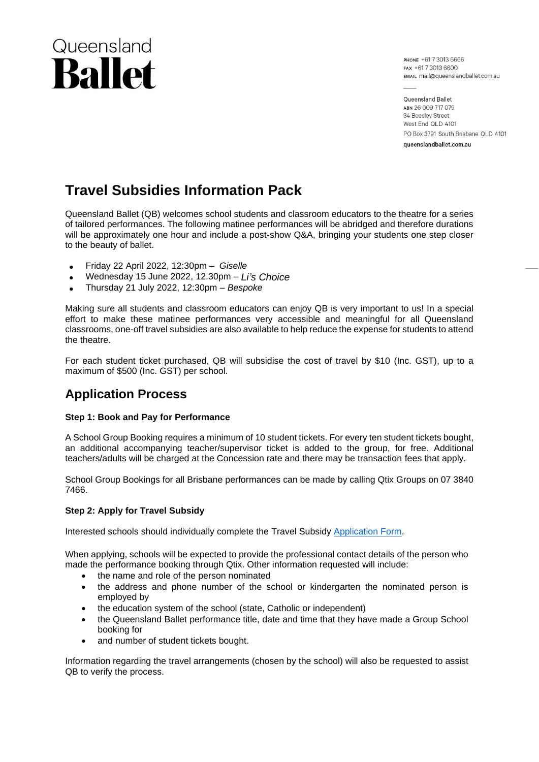Queensland
**Ballet**

PHONE +61 7 3013 6666
FAX +61 7 3013 6600
EMAIL mail@queenslandballet.com.au

Queensland Ballet
ABN 26 009 717 079
34 Beesley Street
West End QLD 4101
PO Box 3791 South Brisbane QLD 4101
queenslandballet.com.au

# Travel Subsidies Information Pack

Queensland Ballet (QB) welcomes school students and classroom educators to the theatre for a series of tailored performances. The following matinee performances will be abridged and therefore durations will be approximately one hour and include a post-show Q&A, bringing your students one step closer to the beauty of ballet.

- Friday 22 April 2022, 12:30pm – *Giselle*
- Wednesday 15 June 2022, 12.30pm – *Li's Choice*
- Thursday 21 July 2022, 12:30pm – *Bespoke*

Making sure all students and classroom educators can enjoy QB is very important to us! In a special effort to make these matinee performances very accessible and meaningful for all Queensland classrooms, one-off travel subsidies are also available to help reduce the expense for students to attend the theatre.

For each student ticket purchased, QB will subsidise the cost of travel by $10 (Inc. GST), up to a maximum of $500 (Inc. GST) per school.

## Application Process

**Step 1: Book and Pay for Performance**

A School Group Booking requires a minimum of 10 student tickets. For every ten student tickets bought, an additional accompanying teacher/supervisor ticket is added to the group, for free. Additional teachers/adults will be charged at the Concession rate and there may be transaction fees that apply.

School Group Bookings for all Brisbane performances can be made by calling Qtix Groups on 07 3840 7466.

**Step 2: Apply for Travel Subsidy**

Interested schools should individually complete the Travel Subsidy Application Form.

When applying, schools will be expected to provide the professional contact details of the person who made the performance booking through Qtix. Other information requested will include:

- the name and role of the person nominated
- the address and phone number of the school or kindergarten the nominated person is employed by
- the education system of the school (state, Catholic or independent)
- the Queensland Ballet performance title, date and time that they have made a Group School booking for
- and number of student tickets bought.

Information regarding the travel arrangements (chosen by the school) will also be requested to assist QB to verify the process.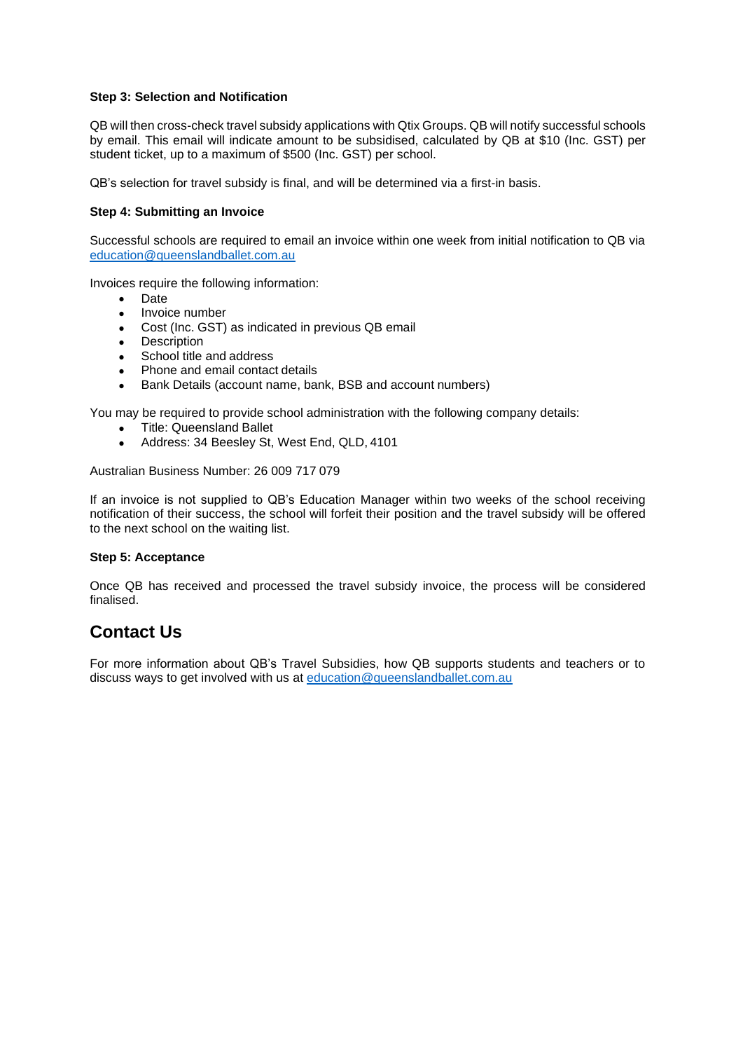**Step 3: Selection and Notification**

QB will then cross-check travel subsidy applications with Qtix Groups. QB will notify successful schools by email. This email will indicate amount to be subsidised, calculated by QB at $10 (Inc. GST) per student ticket, up to a maximum of $500 (Inc. GST) per school.

QB's selection for travel subsidy is final, and will be determined via a first-in basis.

**Step 4: Submitting an Invoice**

Successful schools are required to email an invoice within one week from initial notification to QB via education@queenslandballet.com.au

Invoices require the following information:

- Date
- Invoice number
- Cost (Inc. GST) as indicated in previous QB email
- Description
- School title and address
- Phone and email contact details
- Bank Details (account name, bank, BSB and account numbers)

You may be required to provide school administration with the following company details:

- Title: Queensland Ballet
- Address: 34 Beesley St, West End, QLD, 4101

Australian Business Number: 26 009 717 079

If an invoice is not supplied to QB's Education Manager within two weeks of the school receiving notification of their success, the school will forfeit their position and the travel subsidy will be offered to the next school on the waiting list.

**Step 5: Acceptance**

Once QB has received and processed the travel subsidy invoice, the process will be considered finalised.

## Contact Us

For more information about QB's Travel Subsidies, how QB supports students and teachers or to discuss ways to get involved with us at education@queenslandballet.com.au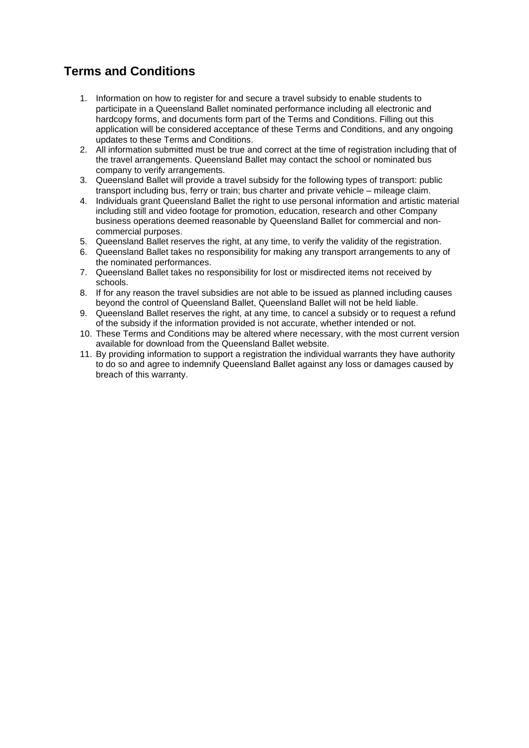## Terms and Conditions

1. Information on how to register for and secure a travel subsidy to enable students to participate in a Queensland Ballet nominated performance including all electronic and hardcopy forms, and documents form part of the Terms and Conditions. Filling out this application will be considered acceptance of these Terms and Conditions, and any ongoing updates to these Terms and Conditions.
2. All information submitted must be true and correct at the time of registration including that of the travel arrangements. Queensland Ballet may contact the school or nominated bus company to verify arrangements.
3. Queensland Ballet will provide a travel subsidy for the following types of transport: public transport including bus, ferry or train; bus charter and private vehicle – mileage claim.
4. Individuals grant Queensland Ballet the right to use personal information and artistic material including still and video footage for promotion, education, research and other Company business operations deemed reasonable by Queensland Ballet for commercial and non-commercial purposes.
5. Queensland Ballet reserves the right, at any time, to verify the validity of the registration.
6. Queensland Ballet takes no responsibility for making any transport arrangements to any of the nominated performances.
7. Queensland Ballet takes no responsibility for lost or misdirected items not received by schools.
8. If for any reason the travel subsidies are not able to be issued as planned including causes beyond the control of Queensland Ballet, Queensland Ballet will not be held liable.
9. Queensland Ballet reserves the right, at any time, to cancel a subsidy or to request a refund of the subsidy if the information provided is not accurate, whether intended or not.
10. These Terms and Conditions may be altered where necessary, with the most current version available for download from the Queensland Ballet website.
11. By providing information to support a registration the individual warrants they have authority to do so and agree to indemnify Queensland Ballet against any loss or damages caused by breach of this warranty.